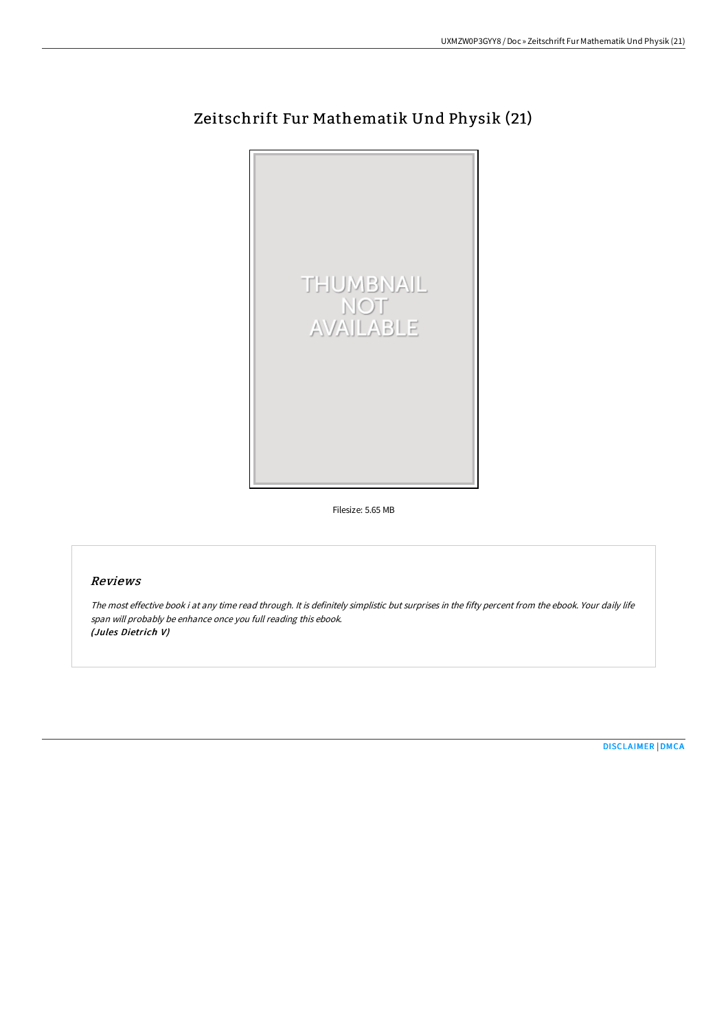# Zeitschrift Fur Mathematik Und Physik (21)

Filesize: 5.65 MB

## Reviews

*The most effective book i at any time read through. It is definitely simplistic but surprises in the fifty percent from the ebook. Your daily life span will probably be enhance once you full reading this ebook.*
*(Jules Dietrich V)*

DISCLAIMER | DMCA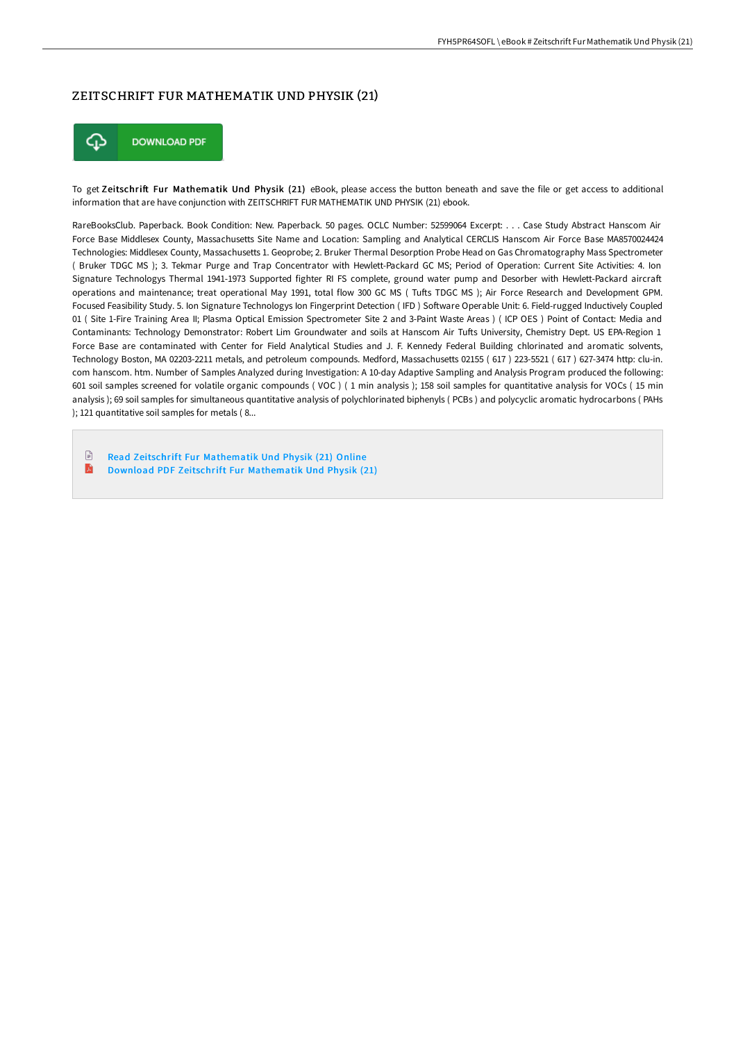# ZEITSCHRIFT FUR MATHEMATIK UND PHYSIK (21)

DOWNLOAD PDF

To get **Zeitschrift Fur Mathematik Und Physik (21)** eBook, please access the button beneath and save the file or get access to additional information that are have conjunction with ZEITSCHRIFT FUR MATHEMATIK UND PHYSIK (21) ebook.

RareBooksClub. Paperback. Book Condition: New. Paperback. 50 pages. OCLC Number: 52599064 Excerpt: . . . Case Study Abstract Hanscom Air Force Base Middlesex County, Massachusetts Site Name and Location: Sampling and Analytical CERCLIS Hanscom Air Force Base MA8570024424 Technologies: Middlesex County, Massachusetts 1. Geoprobe; 2. Bruker Thermal Desorption Probe Head on Gas Chromatography Mass Spectrometer ( Bruker TDGC MS ); 3. Tekmar Purge and Trap Concentrator with Hewlett-Packard GC MS; Period of Operation: Current Site Activities: 4. Ion Signature Technologys Thermal 1941-1973 Supported fighter RI FS complete, ground water pump and Desorber with Hewlett-Packard aircraft operations and maintenance; treat operational May 1991, total flow 300 GC MS ( Tufts TDGC MS ); Air Force Research and Development GPM. Focused Feasibility Study. 5. Ion Signature Technologys Ion Fingerprint Detection ( IFD ) Software Operable Unit: 6. Field-rugged Inductively Coupled 01 ( Site 1-Fire Training Area II; Plasma Optical Emission Spectrometer Site 2 and 3-Paint Waste Areas ) ( ICP OES ) Point of Contact: Media and Contaminants: Technology Demonstrator: Robert Lim Groundwater and soils at Hanscom Air Tufts University, Chemistry Dept. US EPA-Region 1 Force Base are contaminated with Center for Field Analytical Studies and J. F. Kennedy Federal Building chlorinated and aromatic solvents, Technology Boston, MA 02203-2211 metals, and petroleum compounds. Medford, Massachusetts 02155 ( 617 ) 223-5521 ( 617 ) 627-3474 http: clu-in. com hanscom. htm. Number of Samples Analyzed during Investigation: A 10-day Adaptive Sampling and Analysis Program produced the following: 601 soil samples screened for volatile organic compounds ( VOC ) ( 1 min analysis ); 158 soil samples for quantitative analysis for VOCs ( 15 min analysis ); 69 soil samples for simultaneous quantitative analysis of polychlorinated biphenyls ( PCBs ) and polycyclic aromatic hydrocarbons ( PAHs ); 121 quantitative soil samples for metals ( 8...

- Read Zeitschrift Fur Mathematik Und Physik (21) Online
- Download PDF Zeitschrift Fur Mathematik Und Physik (21)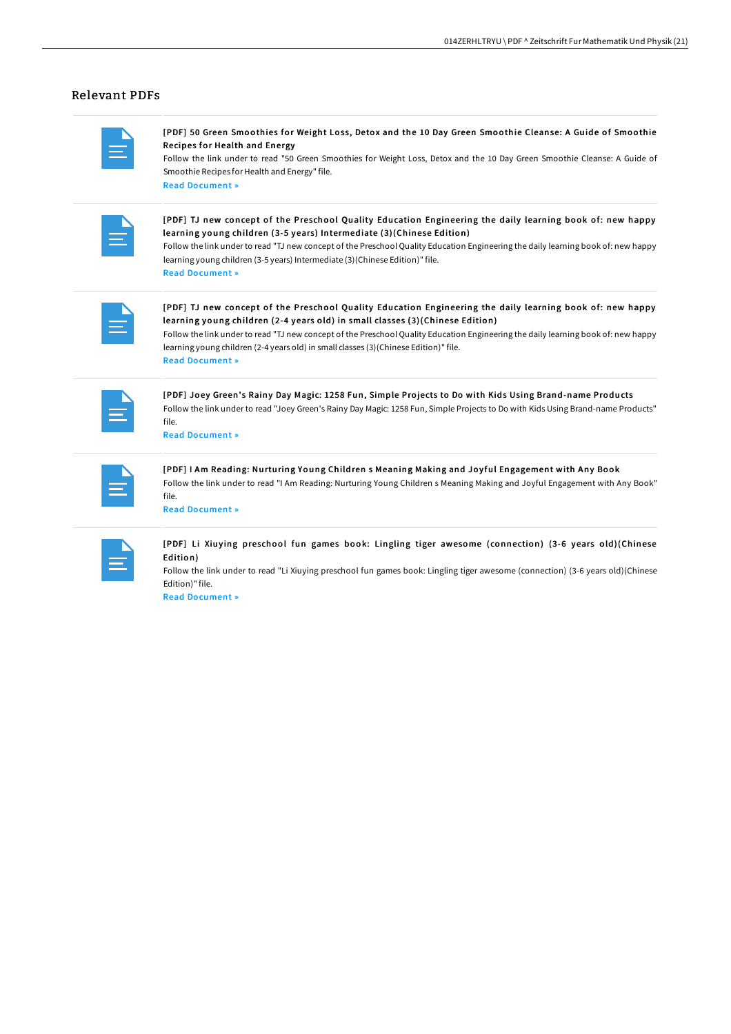## Relevant PDFs

**[PDF] 50 Green Smoothies for Weight Loss, Detox and the 10 Day Green Smoothie Cleanse: A Guide of Smoothie Recipes for Health and Energy**

Follow the link under to read "50 Green Smoothies for Weight Loss, Detox and the 10 Day Green Smoothie Cleanse: A Guide of Smoothie Recipes for Health and Energy" file.

Read Document »

**[PDF] TJ new concept of the Preschool Quality Education Engineering the daily learning book of: new happy learning young children (3-5 years) Intermediate (3)(Chinese Edition)**

Follow the link under to read "TJ new concept of the Preschool Quality Education Engineering the daily learning book of: new happy learning young children (3-5 years) Intermediate (3)(Chinese Edition)" file.

Read Document »

**[PDF] TJ new concept of the Preschool Quality Education Engineering the daily learning book of: new happy learning young children (2-4 years old) in small classes (3)(Chinese Edition)**

Follow the link under to read "TJ new concept of the Preschool Quality Education Engineering the daily learning book of: new happy learning young children (2-4 years old) in small classes (3)(Chinese Edition)" file.

Read Document »

**[PDF] Joey Green's Rainy Day Magic: 1258 Fun, Simple Projects to Do with Kids Using Brand-name Products**

Follow the link under to read "Joey Green's Rainy Day Magic: 1258 Fun, Simple Projects to Do with Kids Using Brand-name Products" file.

Read Document »

**[PDF] I Am Reading: Nurturing Young Children s Meaning Making and Joyful Engagement with Any Book**

Follow the link under to read "I Am Reading: Nurturing Young Children s Meaning Making and Joyful Engagement with Any Book" file.

Read Document »

**[PDF] Li Xiuying preschool fun games book: Lingling tiger awesome (connection) (3-6 years old)(Chinese Edition)**

Follow the link under to read "Li Xiuying preschool fun games book: Lingling tiger awesome (connection) (3-6 years old)(Chinese Edition)" file.

Read Document »